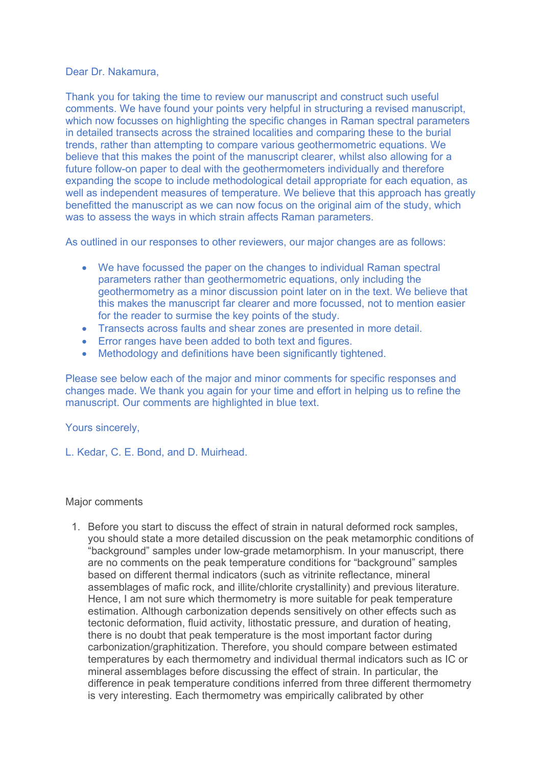Dear Dr. Nakamura,

Thank you for taking the time to review our manuscript and construct such useful comments. We have found your points very helpful in structuring a revised manuscript, which now focusses on highlighting the specific changes in Raman spectral parameters in detailed transects across the strained localities and comparing these to the burial trends, rather than attempting to compare various geothermometric equations. We believe that this makes the point of the manuscript clearer, whilst also allowing for a future follow-on paper to deal with the geothermometers individually and therefore expanding the scope to include methodological detail appropriate for each equation, as well as independent measures of temperature. We believe that this approach has greatly benefitted the manuscript as we can now focus on the original aim of the study, which was to assess the ways in which strain affects Raman parameters.

As outlined in our responses to other reviewers, our major changes are as follows:

- We have focussed the paper on the changes to individual Raman spectral parameters rather than geothermometric equations, only including the geothermometry as a minor discussion point later on in the text. We believe that this makes the manuscript far clearer and more focussed, not to mention easier for the reader to surmise the key points of the study.
- Transects across faults and shear zones are presented in more detail.
- Error ranges have been added to both text and figures.
- Methodology and definitions have been significantly tightened.

Please see below each of the major and minor comments for specific responses and changes made. We thank you again for your time and effort in helping us to refine the manuscript. Our comments are highlighted in blue text.

Yours sincerely,

L. Kedar, C. E. Bond, and D. Muirhead.

Major comments

1. Before you start to discuss the effect of strain in natural deformed rock samples, you should state a more detailed discussion on the peak metamorphic conditions of "background" samples under low-grade metamorphism. In your manuscript, there are no comments on the peak temperature conditions for "background" samples based on different thermal indicators (such as vitrinite reflectance, mineral assemblages of mafic rock, and illite/chlorite crystallinity) and previous literature. Hence, I am not sure which thermometry is more suitable for peak temperature estimation. Although carbonization depends sensitively on other effects such as tectonic deformation, fluid activity, lithostatic pressure, and duration of heating, there is no doubt that peak temperature is the most important factor during carbonization/graphitization. Therefore, you should compare between estimated temperatures by each thermometry and individual thermal indicators such as IC or mineral assemblages before discussing the effect of strain. In particular, the difference in peak temperature conditions inferred from three different thermometry is very interesting. Each thermometry was empirically calibrated by other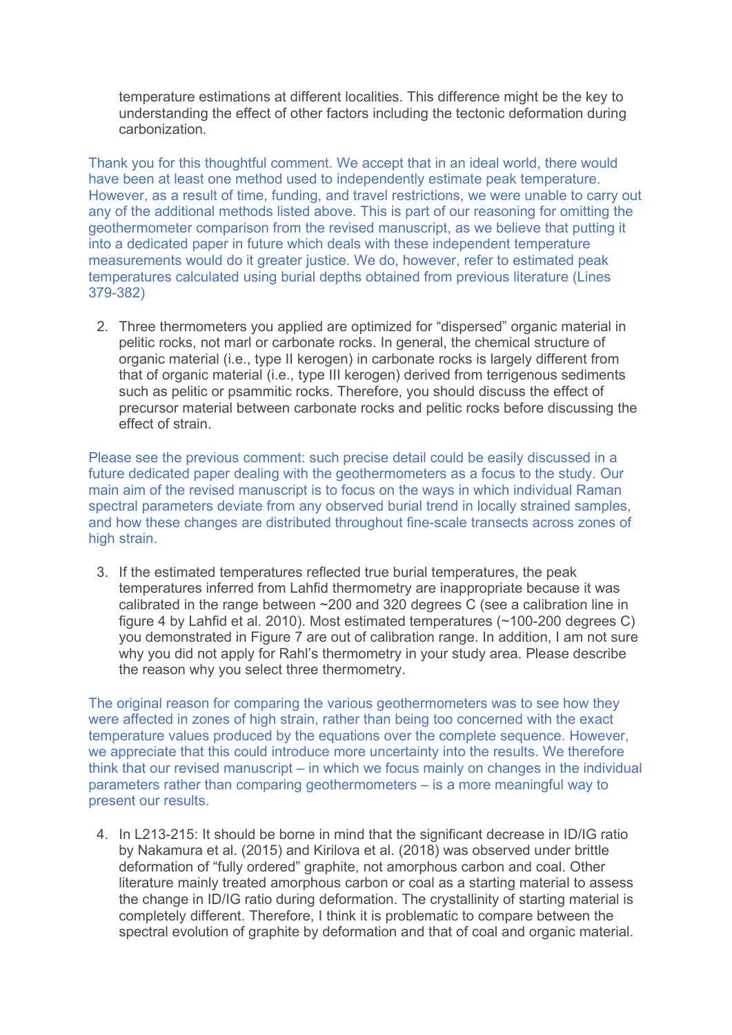temperature estimations at different localities. This difference might be the key to understanding the effect of other factors including the tectonic deformation during carbonization.

Thank you for this thoughtful comment. We accept that in an ideal world, there would have been at least one method used to independently estimate peak temperature. However, as a result of time, funding, and travel restrictions, we were unable to carry out any of the additional methods listed above. This is part of our reasoning for omitting the geothermometer comparison from the revised manuscript, as we believe that putting it into a dedicated paper in future which deals with these independent temperature measurements would do it greater justice. We do, however, refer to estimated peak temperatures calculated using burial depths obtained from previous literature (Lines 379-382)

2. Three thermometers you applied are optimized for “dispersed” organic material in pelitic rocks, not marl or carbonate rocks. In general, the chemical structure of organic material (i.e., type II kerogen) in carbonate rocks is largely different from that of organic material (i.e., type III kerogen) derived from terrigenous sediments such as pelitic or psammitic rocks. Therefore, you should discuss the effect of precursor material between carbonate rocks and pelitic rocks before discussing the effect of strain.

Please see the previous comment: such precise detail could be easily discussed in a future dedicated paper dealing with the geothermometers as a focus to the study. Our main aim of the revised manuscript is to focus on the ways in which individual Raman spectral parameters deviate from any observed burial trend in locally strained samples, and how these changes are distributed throughout fine-scale transects across zones of high strain.

3. If the estimated temperatures reflected true burial temperatures, the peak temperatures inferred from Lahfid thermometry are inappropriate because it was calibrated in the range between ~200 and 320 degrees C (see a calibration line in figure 4 by Lahfid et al. 2010). Most estimated temperatures (~100-200 degrees C) you demonstrated in Figure 7 are out of calibration range. In addition, I am not sure why you did not apply for Rahl’s thermometry in your study area. Please describe the reason why you select three thermometry.

The original reason for comparing the various geothermometers was to see how they were affected in zones of high strain, rather than being too concerned with the exact temperature values produced by the equations over the complete sequence. However, we appreciate that this could introduce more uncertainty into the results. We therefore think that our revised manuscript – in which we focus mainly on changes in the individual parameters rather than comparing geothermometers – is a more meaningful way to present our results.

4. In L213-215: It should be borne in mind that the significant decrease in ID/IG ratio by Nakamura et al. (2015) and Kirilova et al. (2018) was observed under brittle deformation of “fully ordered” graphite, not amorphous carbon and coal. Other literature mainly treated amorphous carbon or coal as a starting material to assess the change in ID/IG ratio during deformation. The crystallinity of starting material is completely different. Therefore, I think it is problematic to compare between the spectral evolution of graphite by deformation and that of coal and organic material.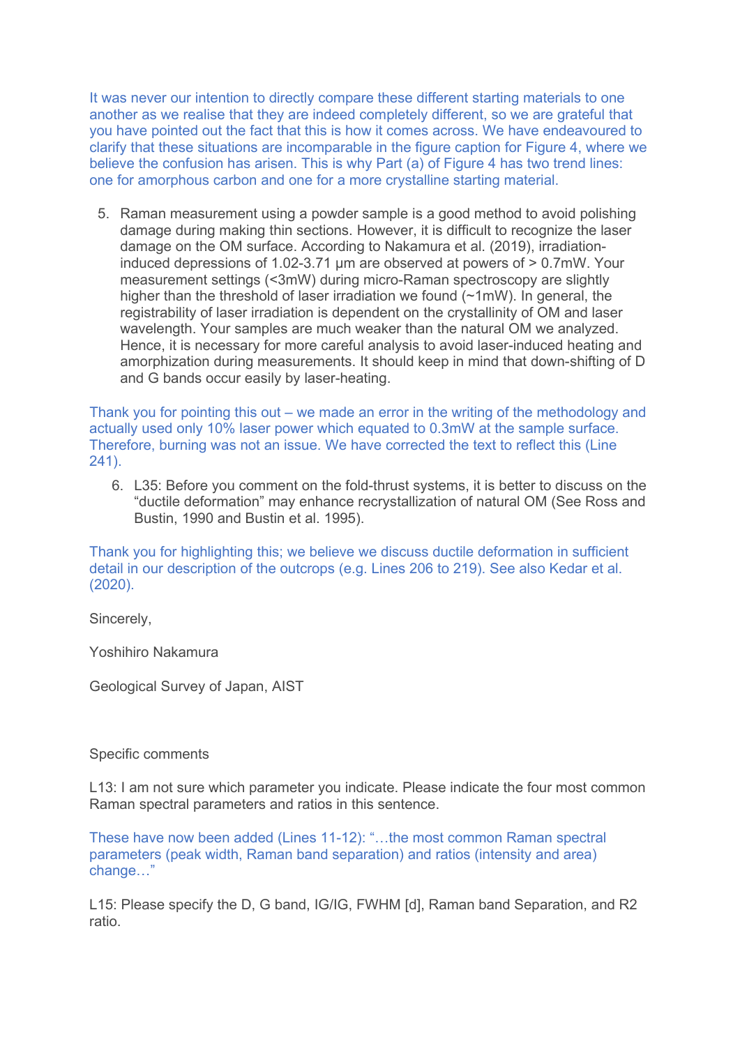It was never our intention to directly compare these different starting materials to one another as we realise that they are indeed completely different, so we are grateful that you have pointed out the fact that this is how it comes across. We have endeavoured to clarify that these situations are incomparable in the figure caption for Figure 4, where we believe the confusion has arisen. This is why Part (a) of Figure 4 has two trend lines: one for amorphous carbon and one for a more crystalline starting material.

5. Raman measurement using a powder sample is a good method to avoid polishing damage during making thin sections. However, it is difficult to recognize the laser damage on the OM surface. According to Nakamura et al. (2019), irradiation-induced depressions of 1.02-3.71 μm are observed at powers of > 0.7mW. Your measurement settings (<3mW) during micro-Raman spectroscopy are slightly higher than the threshold of laser irradiation we found (~1mW). In general, the registrability of laser irradiation is dependent on the crystallinity of OM and laser wavelength. Your samples are much weaker than the natural OM we analyzed. Hence, it is necessary for more careful analysis to avoid laser-induced heating and amorphization during measurements. It should keep in mind that down-shifting of D and G bands occur easily by laser-heating.

Thank you for pointing this out – we made an error in the writing of the methodology and actually used only 10% laser power which equated to 0.3mW at the sample surface. Therefore, burning was not an issue. We have corrected the text to reflect this (Line 241).

6. L35: Before you comment on the fold-thrust systems, it is better to discuss on the "ductile deformation" may enhance recrystallization of natural OM (See Ross and Bustin, 1990 and Bustin et al. 1995).

Thank you for highlighting this; we believe we discuss ductile deformation in sufficient detail in our description of the outcrops (e.g. Lines 206 to 219). See also Kedar et al. (2020).

Sincerely,

Yoshihiro Nakamura

Geological Survey of Japan, AIST

Specific comments

L13: I am not sure which parameter you indicate. Please indicate the four most common Raman spectral parameters and ratios in this sentence.

These have now been added (Lines 11-12): "…the most common Raman spectral parameters (peak width, Raman band separation) and ratios (intensity and area) change…"

L15: Please specify the D, G band, IG/IG, FWHM [d], Raman band Separation, and R2 ratio.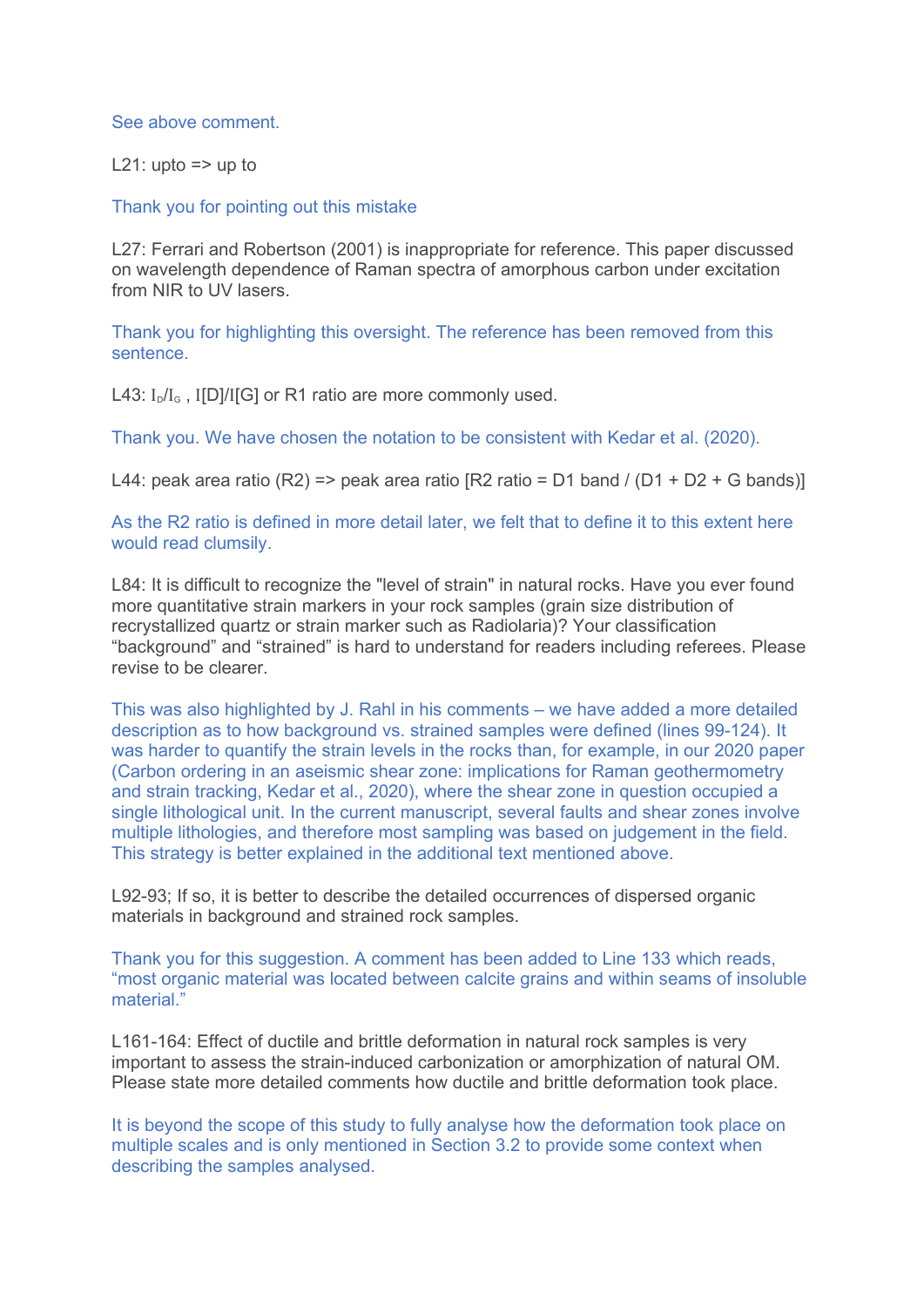See above comment.

L21: upto => up to

Thank you for pointing out this mistake

L27: Ferrari and Robertson (2001) is inappropriate for reference. This paper discussed on wavelength dependence of Raman spectra of amorphous carbon under excitation from NIR to UV lasers.

Thank you for highlighting this oversight. The reference has been removed from this sentence.

L43: $I_D/I_G$ , I[D]/I[G] or R1 ratio are more commonly used.

Thank you. We have chosen the notation to be consistent with Kedar et al. (2020).

L44: peak area ratio (R2) => peak area ratio [R2 ratio = D1 band / (D1 + D2 + G bands)]

As the R2 ratio is defined in more detail later, we felt that to define it to this extent here would read clumsily.

L84: It is difficult to recognize the "level of strain" in natural rocks. Have you ever found more quantitative strain markers in your rock samples (grain size distribution of recrystallized quartz or strain marker such as Radiolaria)? Your classification "background" and "strained" is hard to understand for readers including referees. Please revise to be clearer.

This was also highlighted by J. Rahl in his comments – we have added a more detailed description as to how background vs. strained samples were defined (lines 99-124). It was harder to quantify the strain levels in the rocks than, for example, in our 2020 paper (Carbon ordering in an aseismic shear zone: implications for Raman geothermometry and strain tracking, Kedar et al., 2020), where the shear zone in question occupied a single lithological unit. In the current manuscript, several faults and shear zones involve multiple lithologies, and therefore most sampling was based on judgement in the field. This strategy is better explained in the additional text mentioned above.

L92-93; If so, it is better to describe the detailed occurrences of dispersed organic materials in background and strained rock samples.

Thank you for this suggestion. A comment has been added to Line 133 which reads, "most organic material was located between calcite grains and within seams of insoluble material."

L161-164: Effect of ductile and brittle deformation in natural rock samples is very important to assess the strain-induced carbonization or amorphization of natural OM. Please state more detailed comments how ductile and brittle deformation took place.

It is beyond the scope of this study to fully analyse how the deformation took place on multiple scales and is only mentioned in Section 3.2 to provide some context when describing the samples analysed.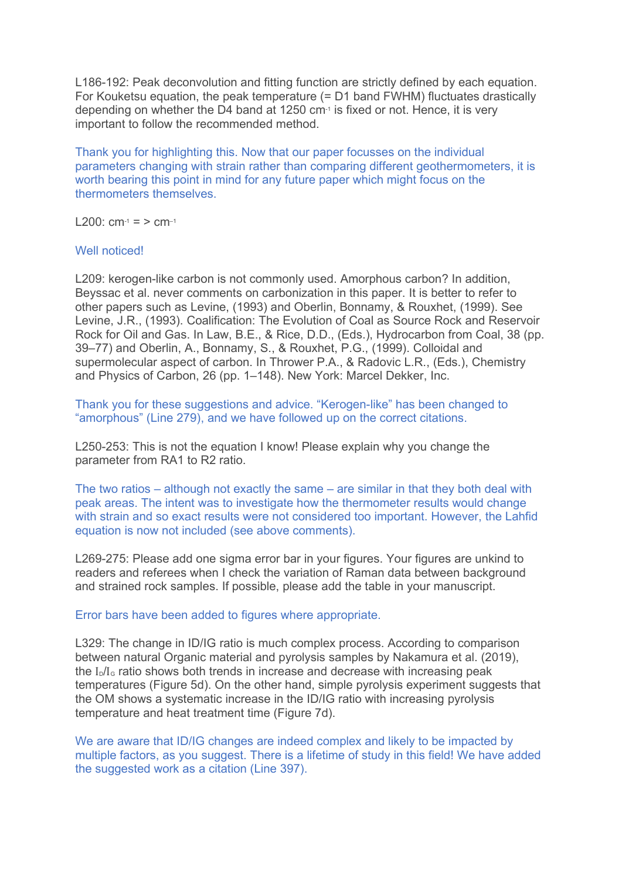L186-192: Peak deconvolution and fitting function are strictly defined by each equation. For Kouketsu equation, the peak temperature (= D1 band FWHM) fluctuates drastically depending on whether the D4 band at 1250 $cm^{-1}$ is fixed or not. Hence, it is very important to follow the recommended method.

Thank you for highlighting this. Now that our paper focusses on the individual parameters changing with strain rather than comparing different geothermometers, it is worth bearing this point in mind for any future paper which might focus on the thermometers themselves.

L200: $cm^{-1}$ = > $cm^{-1}$

Well noticed!

L209: kerogen-like carbon is not commonly used. Amorphous carbon? In addition, Beyssac et al. never comments on carbonization in this paper. It is better to refer to other papers such as Levine, (1993) and Oberlin, Bonnamy, & Rouxhet, (1999). See Levine, J.R., (1993). Coalification: The Evolution of Coal as Source Rock and Reservoir Rock for Oil and Gas. In Law, B.E., & Rice, D.D., (Eds.), Hydrocarbon from Coal, 38 (pp. 39–77) and Oberlin, A., Bonnamy, S., & Rouxhet, P.G., (1999). Colloidal and supermolecular aspect of carbon. In Thrower P.A., & Radovic L.R., (Eds.), Chemistry and Physics of Carbon, 26 (pp. 1–148). New York: Marcel Dekker, Inc.

Thank you for these suggestions and advice. "Kerogen-like" has been changed to "amorphous" (Line 279), and we have followed up on the correct citations.

L250-253: This is not the equation I know! Please explain why you change the parameter from RA1 to R2 ratio.

The two ratios – although not exactly the same – are similar in that they both deal with peak areas. The intent was to investigate how the thermometer results would change with strain and so exact results were not considered too important. However, the Lahfid equation is now not included (see above comments).

L269-275: Please add one sigma error bar in your figures. Your figures are unkind to readers and referees when I check the variation of Raman data between background and strained rock samples. If possible, please add the table in your manuscript.

Error bars have been added to figures where appropriate.

L329: The change in ID/IG ratio is much complex process. According to comparison between natural Organic material and pyrolysis samples by Nakamura et al. (2019), the $I_D/I_G$ ratio shows both trends in increase and decrease with increasing peak temperatures (Figure 5d). On the other hand, simple pyrolysis experiment suggests that the OM shows a systematic increase in the ID/IG ratio with increasing pyrolysis temperature and heat treatment time (Figure 7d).

We are aware that ID/IG changes are indeed complex and likely to be impacted by multiple factors, as you suggest. There is a lifetime of study in this field! We have added the suggested work as a citation (Line 397).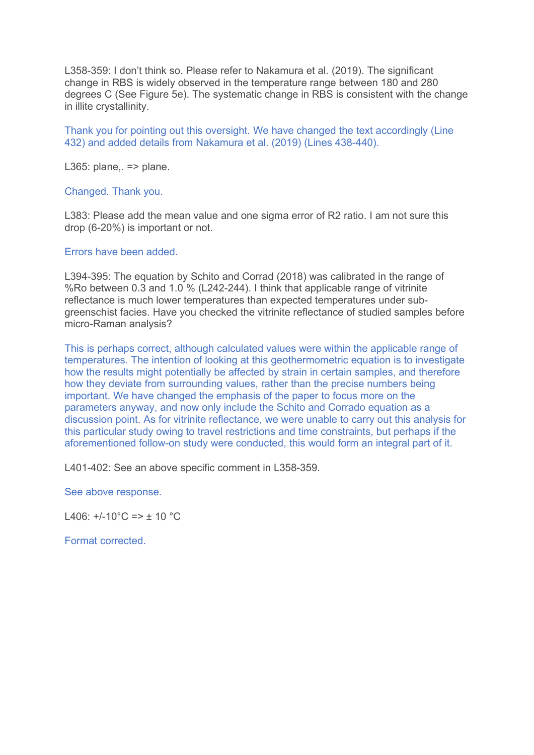L358-359: I don't think so. Please refer to Nakamura et al. (2019). The significant change in RBS is widely observed in the temperature range between 180 and 280 degrees C (See Figure 5e). The systematic change in RBS is consistent with the change in illite crystallinity.

Thank you for pointing out this oversight. We have changed the text accordingly (Line 432) and added details from Nakamura et al. (2019) (Lines 438-440).

L365: plane,. => plane.

Changed. Thank you.

L383: Please add the mean value and one sigma error of R2 ratio. I am not sure this drop (6-20%) is important or not.

Errors have been added.

L394-395: The equation by Schito and Corrad (2018) was calibrated in the range of %Ro between 0.3 and 1.0 % (L242-244). I think that applicable range of vitrinite reflectance is much lower temperatures than expected temperatures under sub-greenschist facies. Have you checked the vitrinite reflectance of studied samples before micro-Raman analysis?

This is perhaps correct, although calculated values were within the applicable range of temperatures. The intention of looking at this geothermometric equation is to investigate how the results might potentially be affected by strain in certain samples, and therefore how they deviate from surrounding values, rather than the precise numbers being important. We have changed the emphasis of the paper to focus more on the parameters anyway, and now only include the Schito and Corrado equation as a discussion point. As for vitrinite reflectance, we were unable to carry out this analysis for this particular study owing to travel restrictions and time constraints, but perhaps if the aforementioned follow-on study were conducted, this would form an integral part of it.

L401-402: See an above specific comment in L358-359.

See above response.

L406: +/-10°C => ± 10 °C

Format corrected.